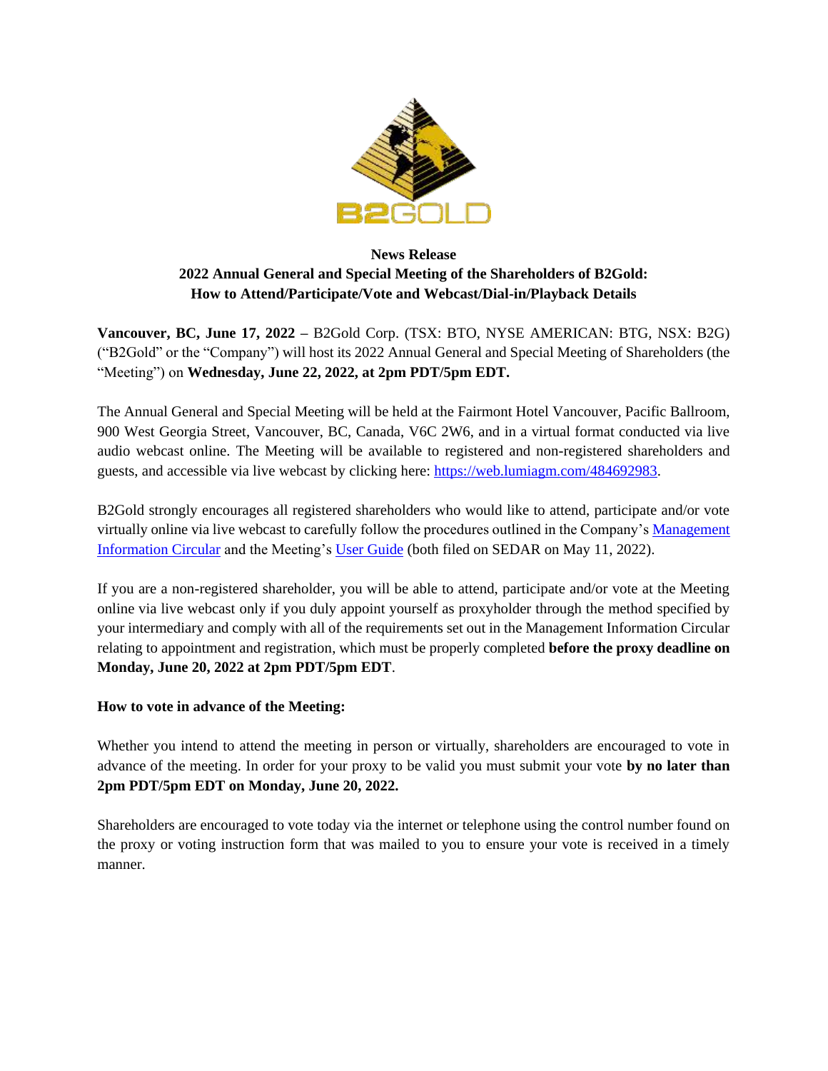**News Release**

**2022 Annual General and Special Meeting of the Shareholders of B2Gold: How to Attend/Participate/Vote and Webcast/Dial-in/Playback Details**

**Vancouver, BC, June 17, 2022 –** B2Gold Corp. (TSX: BTO, NYSE AMERICAN: BTG, NSX: B2G) ("B2Gold" or the "Company") will host its 2022 Annual General and Special Meeting of Shareholders (the "Meeting") on **Wednesday, June 22, 2022, at 2pm PDT/5pm EDT.**

The Annual General and Special Meeting will be held at the Fairmont Hotel Vancouver, Pacific Ballroom, 900 West Georgia Street, Vancouver, BC, Canada, V6C 2W6, and in a virtual format conducted via live audio webcast online. The Meeting will be available to registered and non-registered shareholders and guests, and accessible via live webcast by clicking here: https://web.lumiagm.com/484692983.

B2Gold strongly encourages all registered shareholders who would like to attend, participate and/or vote virtually online via live webcast to carefully follow the procedures outlined in the Company's Management Information Circular and the Meeting's User Guide (both filed on SEDAR on May 11, 2022).

If you are a non-registered shareholder, you will be able to attend, participate and/or vote at the Meeting online via live webcast only if you duly appoint yourself as proxyholder through the method specified by your intermediary and comply with all of the requirements set out in the Management Information Circular relating to appointment and registration, which must be properly completed **before the proxy deadline on Monday, June 20, 2022 at 2pm PDT/5pm EDT**.

**How to vote in advance of the Meeting:**

Whether you intend to attend the meeting in person or virtually, shareholders are encouraged to vote in advance of the meeting. In order for your proxy to be valid you must submit your vote **by no later than 2pm PDT/5pm EDT on Monday, June 20, 2022.**

Shareholders are encouraged to vote today via the internet or telephone using the control number found on the proxy or voting instruction form that was mailed to you to ensure your vote is received in a timely manner.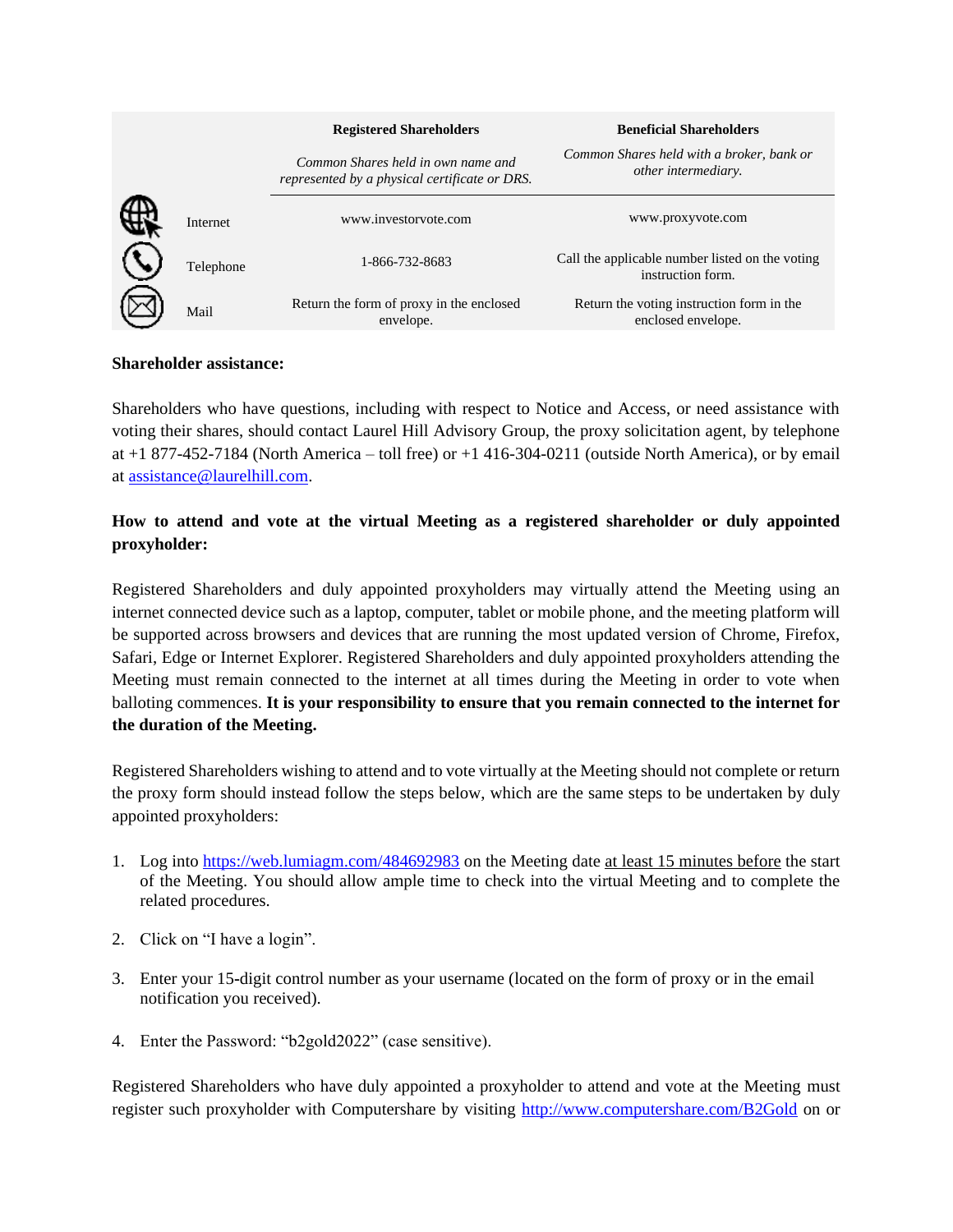| | Registered Shareholders | Beneficial Shareholders |
|---|---|---|
| | *Common Shares held in own name and represented by a physical certificate or DRS.* | *Common Shares held with a broker, bank or other intermediary.* |
| Internet | www.investorvote.com | www.proxyvote.com |
| Telephone | 1-866-732-8683 | Call the applicable number listed on the voting instruction form. |
| Mail | Return the form of proxy in the enclosed envelope. | Return the voting instruction form in the enclosed envelope. |

**Shareholder assistance:**

Shareholders who have questions, including with respect to Notice and Access, or need assistance with voting their shares, should contact Laurel Hill Advisory Group, the proxy solicitation agent, by telephone at +1 877-452-7184 (North America – toll free) or +1 416-304-0211 (outside North America), or by email at assistance@laurelhill.com.

**How to attend and vote at the virtual Meeting as a registered shareholder or duly appointed proxyholder:**

Registered Shareholders and duly appointed proxyholders may virtually attend the Meeting using an internet connected device such as a laptop, computer, tablet or mobile phone, and the meeting platform will be supported across browsers and devices that are running the most updated version of Chrome, Firefox, Safari, Edge or Internet Explorer. Registered Shareholders and duly appointed proxyholders attending the Meeting must remain connected to the internet at all times during the Meeting in order to vote when balloting commences. **It is your responsibility to ensure that you remain connected to the internet for the duration of the Meeting.**

Registered Shareholders wishing to attend and to vote virtually at the Meeting should not complete or return the proxy form should instead follow the steps below, which are the same steps to be undertaken by duly appointed proxyholders:

1. Log into https://web.lumiagm.com/484692983 on the Meeting date at least 15 minutes before the start of the Meeting. You should allow ample time to check into the virtual Meeting and to complete the related procedures.

2. Click on "I have a login".

3. Enter your 15-digit control number as your username (located on the form of proxy or in the email notification you received).

4. Enter the Password: "b2gold2022" (case sensitive).

Registered Shareholders who have duly appointed a proxyholder to attend and vote at the Meeting must register such proxyholder with Computershare by visiting http://www.computershare.com/B2Gold on or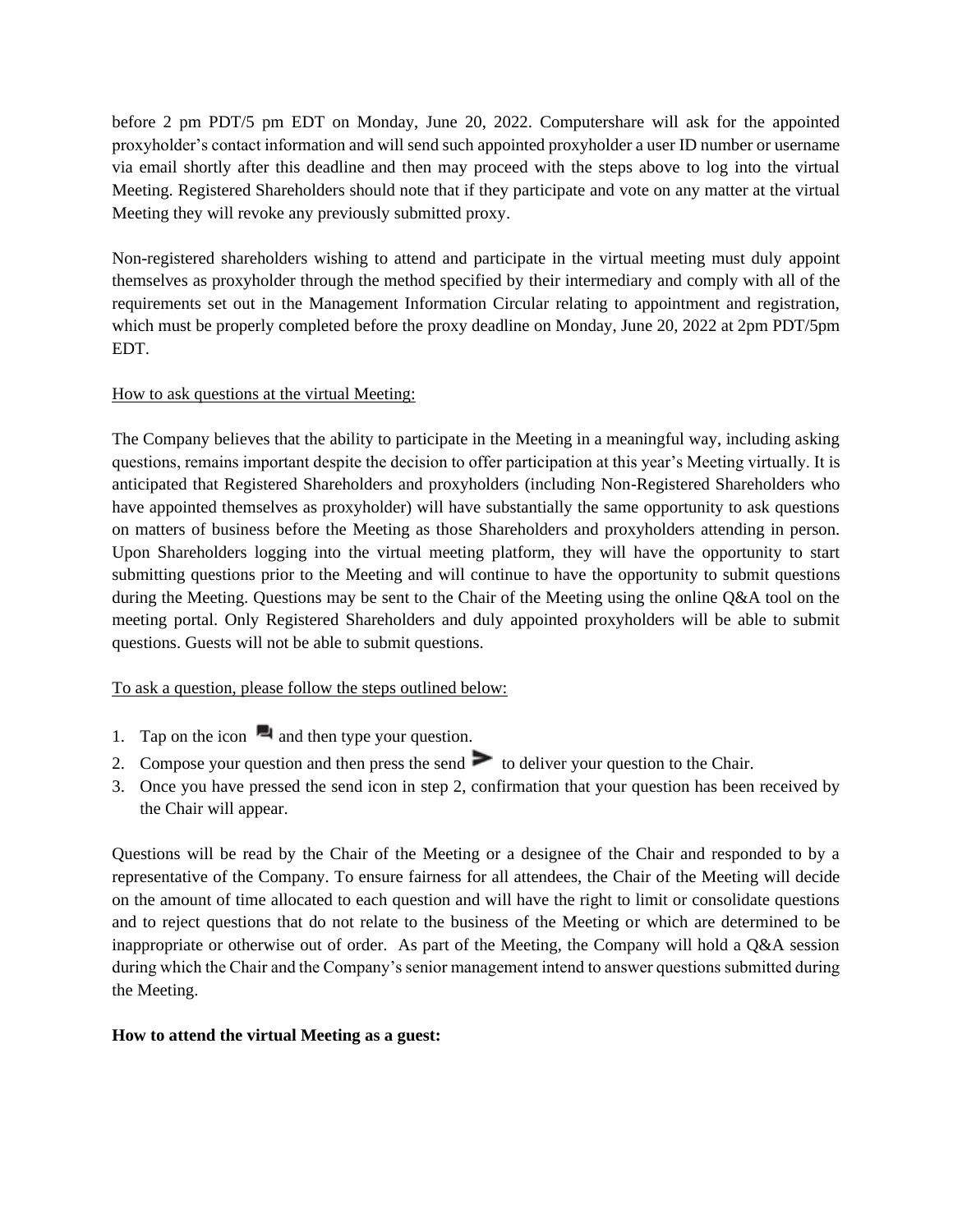before 2 pm PDT/5 pm EDT on Monday, June 20, 2022. Computershare will ask for the appointed proxyholder's contact information and will send such appointed proxyholder a user ID number or username via email shortly after this deadline and then may proceed with the steps above to log into the virtual Meeting. Registered Shareholders should note that if they participate and vote on any matter at the virtual Meeting they will revoke any previously submitted proxy.

Non-registered shareholders wishing to attend and participate in the virtual meeting must duly appoint themselves as proxyholder through the method specified by their intermediary and comply with all of the requirements set out in the Management Information Circular relating to appointment and registration, which must be properly completed before the proxy deadline on Monday, June 20, 2022 at 2pm PDT/5pm EDT.

<u>How to ask questions at the virtual Meeting:</u>

The Company believes that the ability to participate in the Meeting in a meaningful way, including asking questions, remains important despite the decision to offer participation at this year's Meeting virtually. It is anticipated that Registered Shareholders and proxyholders (including Non-Registered Shareholders who have appointed themselves as proxyholder) will have substantially the same opportunity to ask questions on matters of business before the Meeting as those Shareholders and proxyholders attending in person. Upon Shareholders logging into the virtual meeting platform, they will have the opportunity to start submitting questions prior to the Meeting and will continue to have the opportunity to submit questions during the Meeting. Questions may be sent to the Chair of the Meeting using the online Q&A tool on the meeting portal. Only Registered Shareholders and duly appointed proxyholders will be able to submit questions. Guests will not be able to submit questions.

<u>To ask a question, please follow the steps outlined below:</u>

1. Tap on the icon and then type your question.
2. Compose your question and then press the send to deliver your question to the Chair.
3. Once you have pressed the send icon in step 2, confirmation that your question has been received by the Chair will appear.

Questions will be read by the Chair of the Meeting or a designee of the Chair and responded to by a representative of the Company. To ensure fairness for all attendees, the Chair of the Meeting will decide on the amount of time allocated to each question and will have the right to limit or consolidate questions and to reject questions that do not relate to the business of the Meeting or which are determined to be inappropriate or otherwise out of order. As part of the Meeting, the Company will hold a Q&A session during which the Chair and the Company's senior management intend to answer questions submitted during the Meeting.

**How to attend the virtual Meeting as a guest:**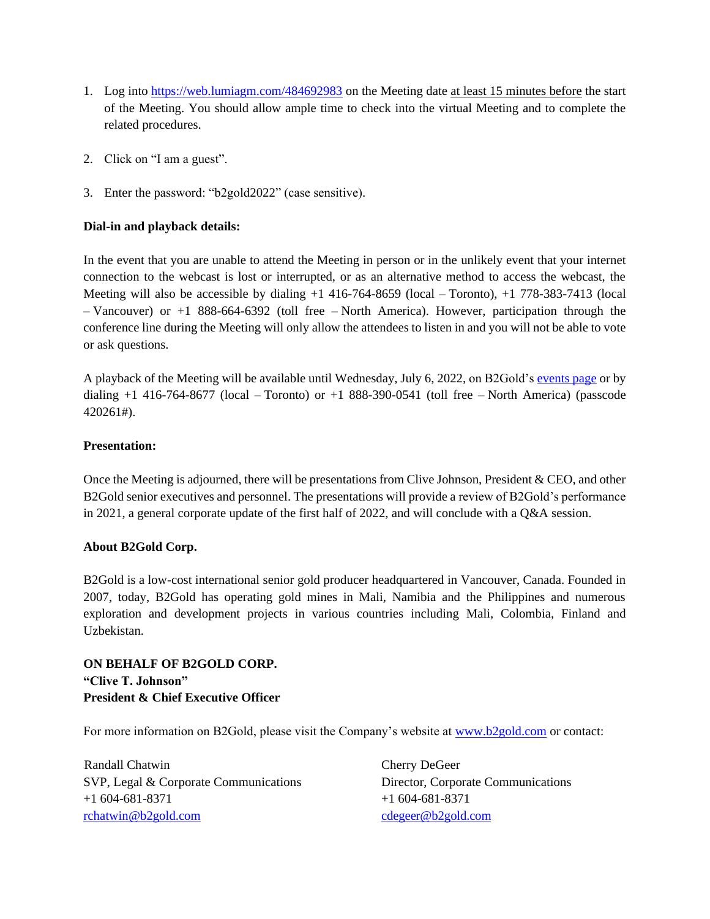1. Log into https://web.lumiagm.com/484692983 on the Meeting date at least 15 minutes before the start of the Meeting. You should allow ample time to check into the virtual Meeting and to complete the related procedures.

2. Click on "I am a guest".

3. Enter the password: "b2gold2022" (case sensitive).

**Dial-in and playback details:**

In the event that you are unable to attend the Meeting in person or in the unlikely event that your internet connection to the webcast is lost or interrupted, or as an alternative method to access the webcast, the Meeting will also be accessible by dialing +1 416-764-8659 (local – Toronto), +1 778-383-7413 (local – Vancouver) or +1 888-664-6392 (toll free – North America). However, participation through the conference line during the Meeting will only allow the attendees to listen in and you will not be able to vote or ask questions.

A playback of the Meeting will be available until Wednesday, July 6, 2022, on B2Gold's events page or by dialing +1 416-764-8677 (local – Toronto) or +1 888-390-0541 (toll free – North America) (passcode 420261#).

**Presentation:**

Once the Meeting is adjourned, there will be presentations from Clive Johnson, President & CEO, and other B2Gold senior executives and personnel. The presentations will provide a review of B2Gold's performance in 2021, a general corporate update of the first half of 2022, and will conclude with a Q&A session.

**About B2Gold Corp.**

B2Gold is a low-cost international senior gold producer headquartered in Vancouver, Canada. Founded in 2007, today, B2Gold has operating gold mines in Mali, Namibia and the Philippines and numerous exploration and development projects in various countries including Mali, Colombia, Finland and Uzbekistan.

**ON BEHALF OF B2GOLD CORP.**
**"Clive T. Johnson"**
**President & Chief Executive Officer**

For more information on B2Gold, please visit the Company's website at www.b2gold.com or contact:

Randall Chatwin
SVP, Legal & Corporate Communications
+1 604-681-8371
rchatwin@b2gold.com

Cherry DeGeer
Director, Corporate Communications
+1 604-681-8371
cdegeer@b2gold.com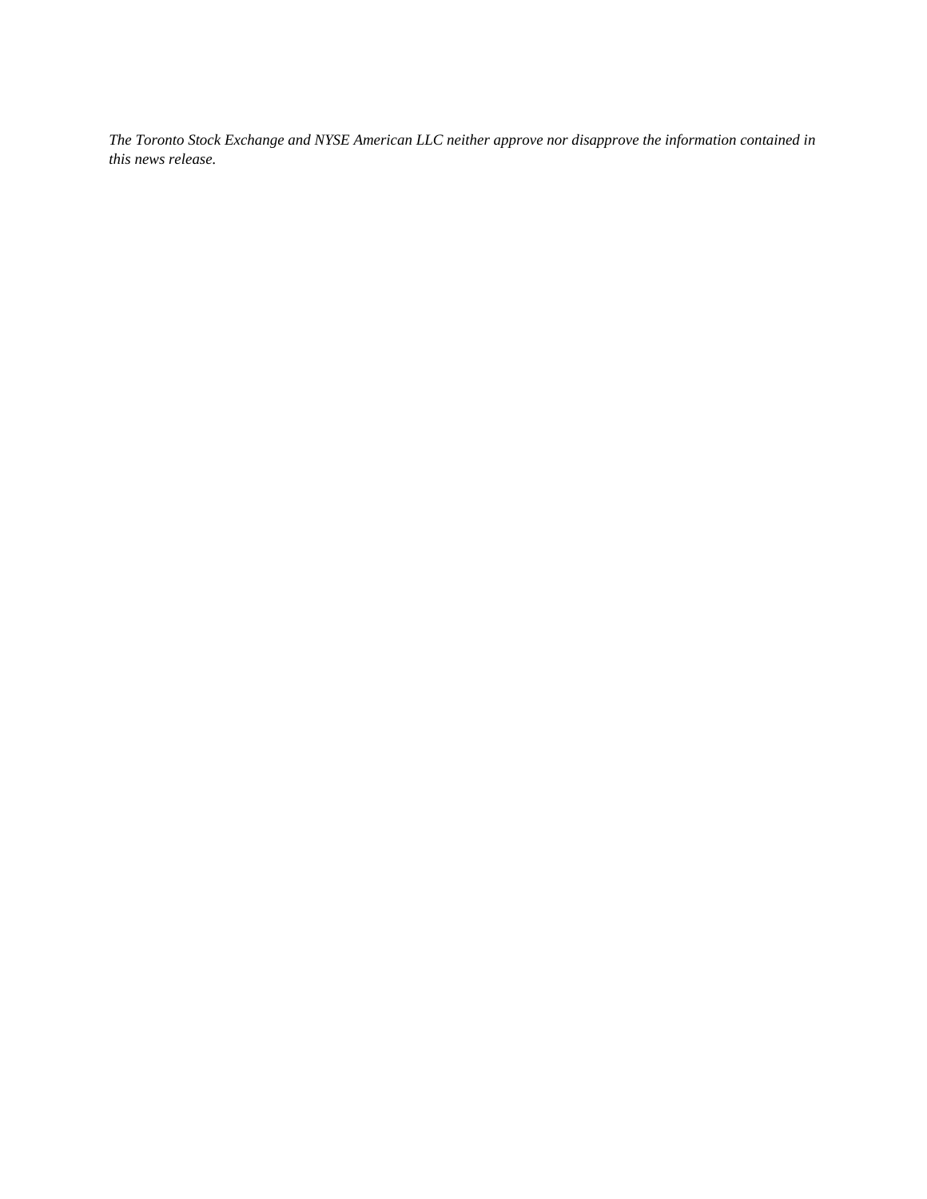*The Toronto Stock Exchange and NYSE American LLC neither approve nor disapprove the information contained in this news release.*